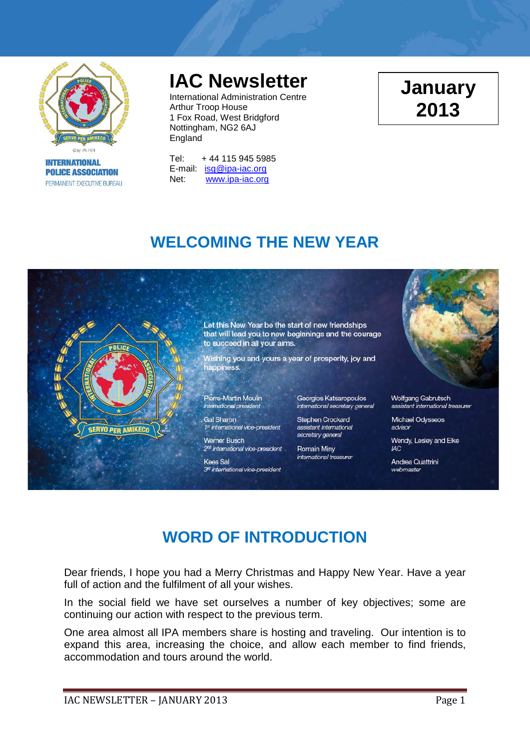INTERNATIONAL POLICE ASSOCIATION
PERMANENT EXECUTIVE BUREAU

# IAC Newsletter

International Administration Centre
Arthur Troop House
1 Fox Road, West Bridgford
Nottingham, NG2 6AJ
England

Tel: + 44 115 945 5985
E-mail: isg@ipa-iac.org
Net: www.ipa-iac.org

**January 2013**

## WELCOMING THE NEW YEAR

Let this New Year be the start of new friendships that will lead you to new beginnings and the courage to succeed in all your aims.

Wishing you and yours a year of prosperity, joy and happiness.

Pierre-Martin Moulin
*international president*

Gal Sharon
*1st international vice-president*

Werner Busch
*2nd international vice-president*

Kees Sal
*3rd international vice-president*

Georgios Katsaropoulos
*international secretary general*

Stephen Crockard
*assistant international secretary general*

Romain Miny
*international treasurer*

Wolfgang Gabrutsch
*assistant international treasurer*

Michael Odysseos
*advisor*

Wendy, Lesley and Elke
*IAC*

Andrea Quattrini
*webmaster*

## WORD OF INTRODUCTION

Dear friends, I hope you had a Merry Christmas and Happy New Year. Have a year full of action and the fulfilment of all your wishes.

In the social field we have set ourselves a number of key objectives; some are continuing our action with respect to the previous term.

One area almost all IPA members share is hosting and traveling. Our intention is to expand this area, increasing the choice, and allow each member to find friends, accommodation and tours around the world.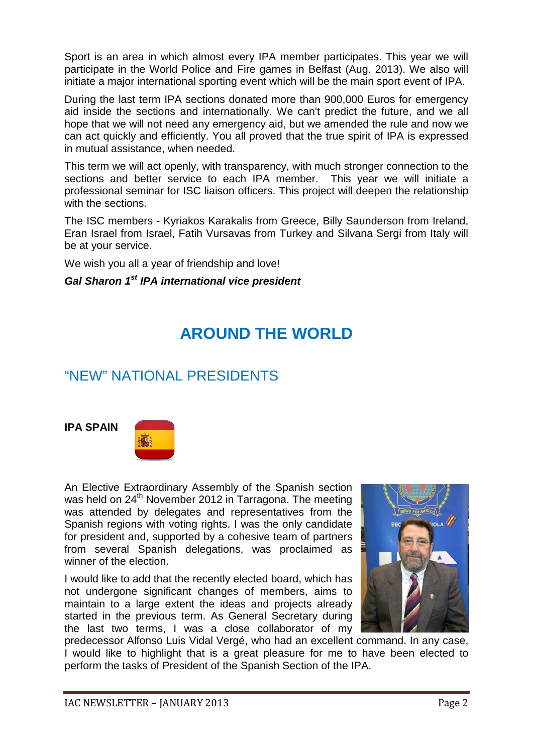Sport is an area in which almost every IPA member participates. This year we will participate in the World Police and Fire games in Belfast (Aug. 2013). We also will initiate a major international sporting event which will be the main sport event of IPA.

During the last term IPA sections donated more than 900,000 Euros for emergency aid inside the sections and internationally. We can't predict the future, and we all hope that we will not need any emergency aid, but we amended the rule and now we can act quickly and efficiently. You all proved that the true spirit of IPA is expressed in mutual assistance, when needed.

This term we will act openly, with transparency, with much stronger connection to the sections and better service to each IPA member. This year we will initiate a professional seminar for ISC liaison officers. This project will deepen the relationship with the sections.

The ISC members - Kyriakos Karakalis from Greece, Billy Saunderson from Ireland, Eran Israel from Israel, Fatih Vursavas from Turkey and Silvana Sergi from Italy will be at your service.

We wish you all a year of friendship and love!

***Gal Sharon 1st IPA international vice president***

# AROUND THE WORLD

## "NEW" NATIONAL PRESIDENTS

**IPA SPAIN**

An Elective Extraordinary Assembly of the Spanish section was held on 24th November 2012 in Tarragona. The meeting was attended by delegates and representatives from the Spanish regions with voting rights. I was the only candidate for president and, supported by a cohesive team of partners from several Spanish delegations, was proclaimed as winner of the election.

I would like to add that the recently elected board, which has not undergone significant changes of members, aims to maintain to a large extent the ideas and projects already started in the previous term. As General Secretary during the last two terms, I was a close collaborator of my predecessor Alfonso Luis Vidal Vergé, who had an excellent command. In any case, I would like to highlight that is a great pleasure for me to have been elected to perform the tasks of President of the Spanish Section of the IPA.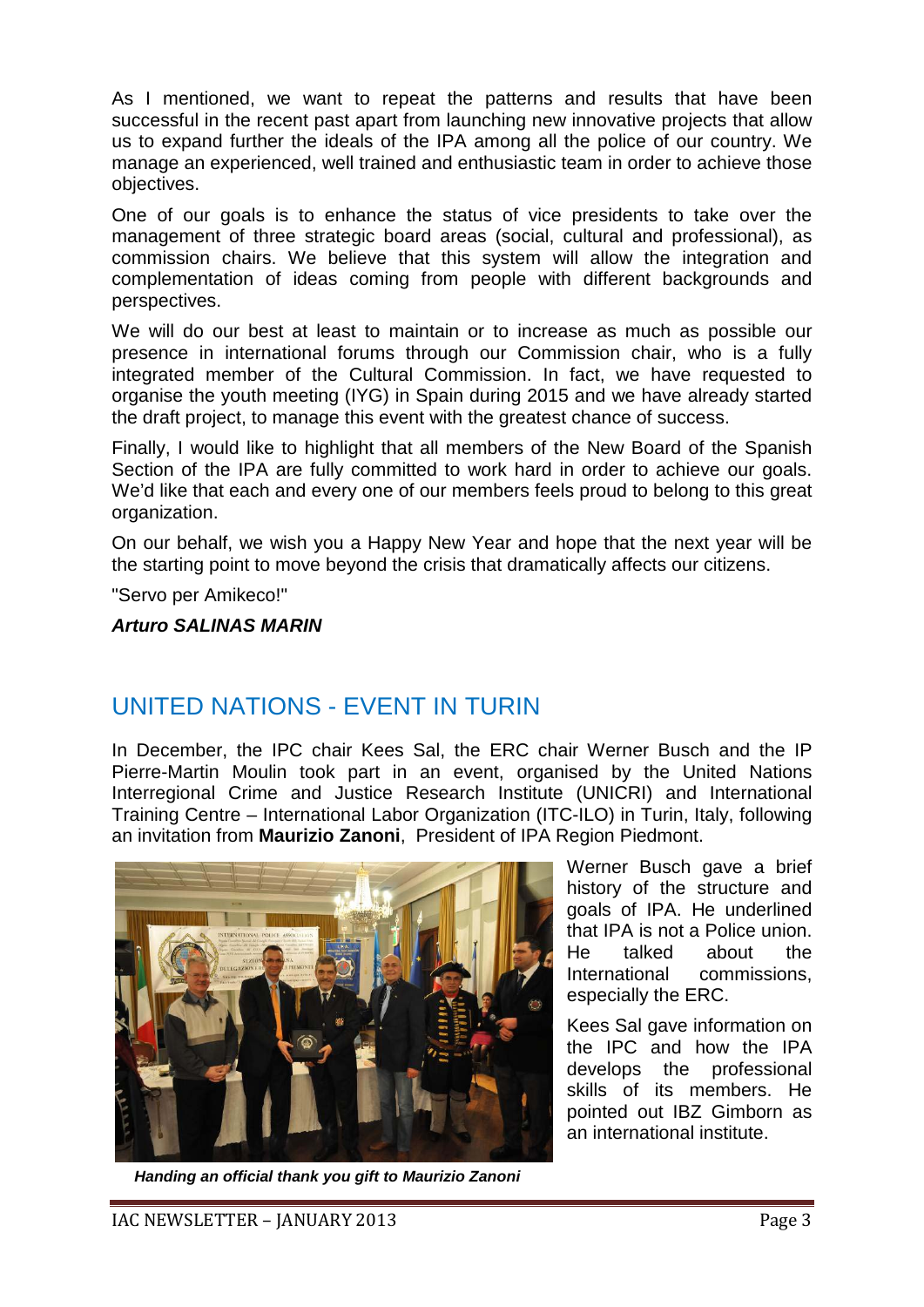As I mentioned, we want to repeat the patterns and results that have been successful in the recent past apart from launching new innovative projects that allow us to expand further the ideals of the IPA among all the police of our country. We manage an experienced, well trained and enthusiastic team in order to achieve those objectives.

One of our goals is to enhance the status of vice presidents to take over the management of three strategic board areas (social, cultural and professional), as commission chairs. We believe that this system will allow the integration and complementation of ideas coming from people with different backgrounds and perspectives.

We will do our best at least to maintain or to increase as much as possible our presence in international forums through our Commission chair, who is a fully integrated member of the Cultural Commission. In fact, we have requested to organise the youth meeting (IYG) in Spain during 2015 and we have already started the draft project, to manage this event with the greatest chance of success.

Finally, I would like to highlight that all members of the New Board of the Spanish Section of the IPA are fully committed to work hard in order to achieve our goals. We'd like that each and every one of our members feels proud to belong to this great organization.

On our behalf, we wish you a Happy New Year and hope that the next year will be the starting point to move beyond the crisis that dramatically affects our citizens.

"Servo per Amikeco!"

***Arturo SALINAS MARIN***

## UNITED NATIONS - EVENT IN TURIN

In December, the IPC chair Kees Sal, the ERC chair Werner Busch and the IP Pierre-Martin Moulin took part in an event, organised by the United Nations Interregional Crime and Justice Research Institute (UNICRI) and International Training Centre – International Labor Organization (ITC-ILO) in Turin, Italy, following an invitation from **Maurizio Zanoni**, President of IPA Region Piedmont.

***Handing an official thank you gift to Maurizio Zanoni***

Werner Busch gave a brief history of the structure and goals of IPA. He underlined that IPA is not a Police union. He talked about the International commissions, especially the ERC.

Kees Sal gave information on the IPC and how the IPA develops the professional skills of its members. He pointed out IBZ Gimborn as an international institute.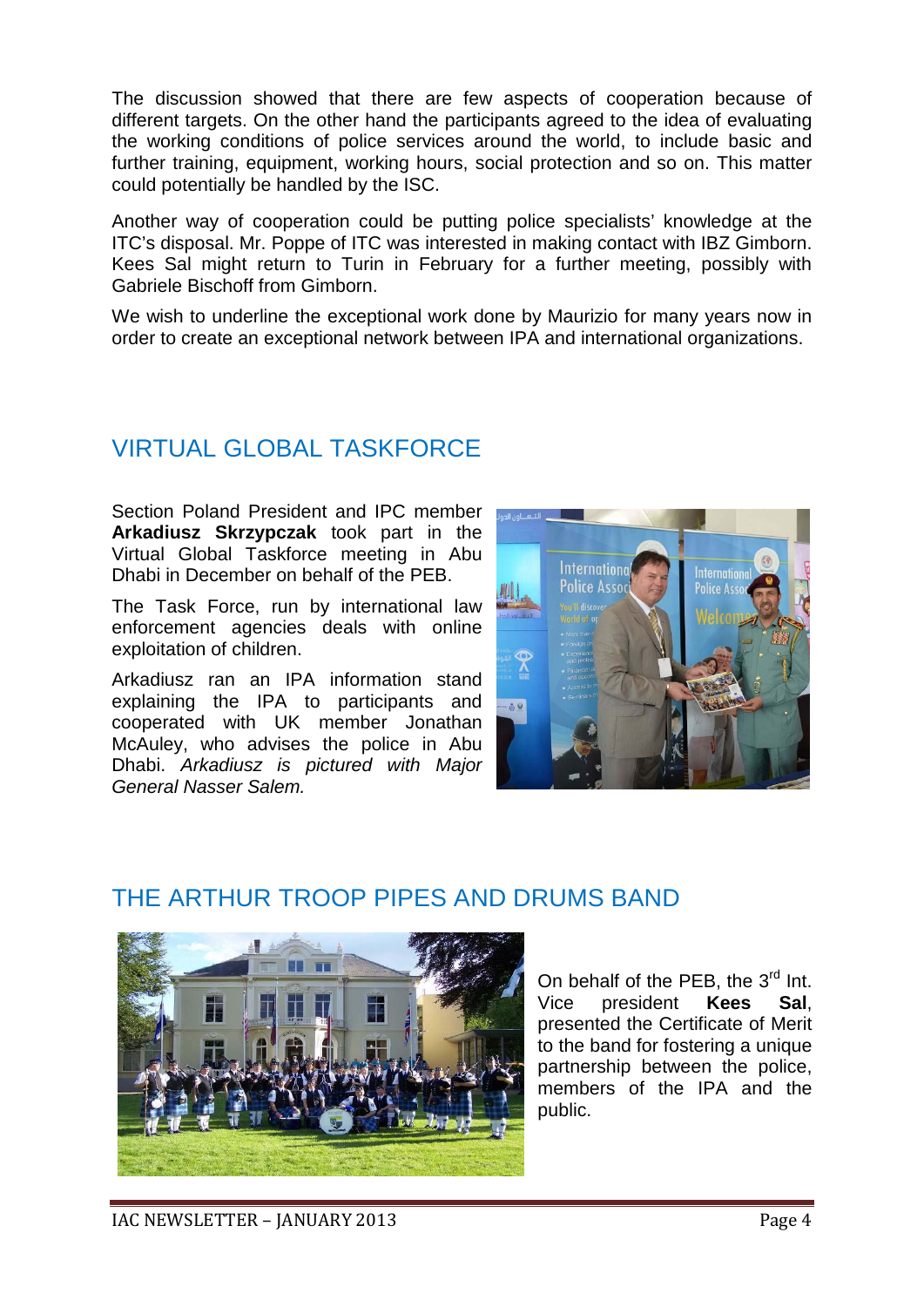The discussion showed that there are few aspects of cooperation because of different targets. On the other hand the participants agreed to the idea of evaluating the working conditions of police services around the world, to include basic and further training, equipment, working hours, social protection and so on. This matter could potentially be handled by the ISC.

Another way of cooperation could be putting police specialists' knowledge at the ITC's disposal. Mr. Poppe of ITC was interested in making contact with IBZ Gimborn. Kees Sal might return to Turin in February for a further meeting, possibly with Gabriele Bischoff from Gimborn.

We wish to underline the exceptional work done by Maurizio for many years now in order to create an exceptional network between IPA and international organizations.

## VIRTUAL GLOBAL TASKFORCE

Section Poland President and IPC member **Arkadiusz Skrzypczak** took part in the Virtual Global Taskforce meeting in Abu Dhabi in December on behalf of the PEB.

The Task Force, run by international law enforcement agencies deals with online exploitation of children.

Arkadiusz ran an IPA information stand explaining the IPA to participants and cooperated with UK member Jonathan McAuley, who advises the police in Abu Dhabi. *Arkadiusz is pictured with Major General Nasser Salem.*

## THE ARTHUR TROOP PIPES AND DRUMS BAND

On behalf of the PEB, the 3rd Int. Vice president **Kees Sal**, presented the Certificate of Merit to the band for fostering a unique partnership between the police, members of the IPA and the public.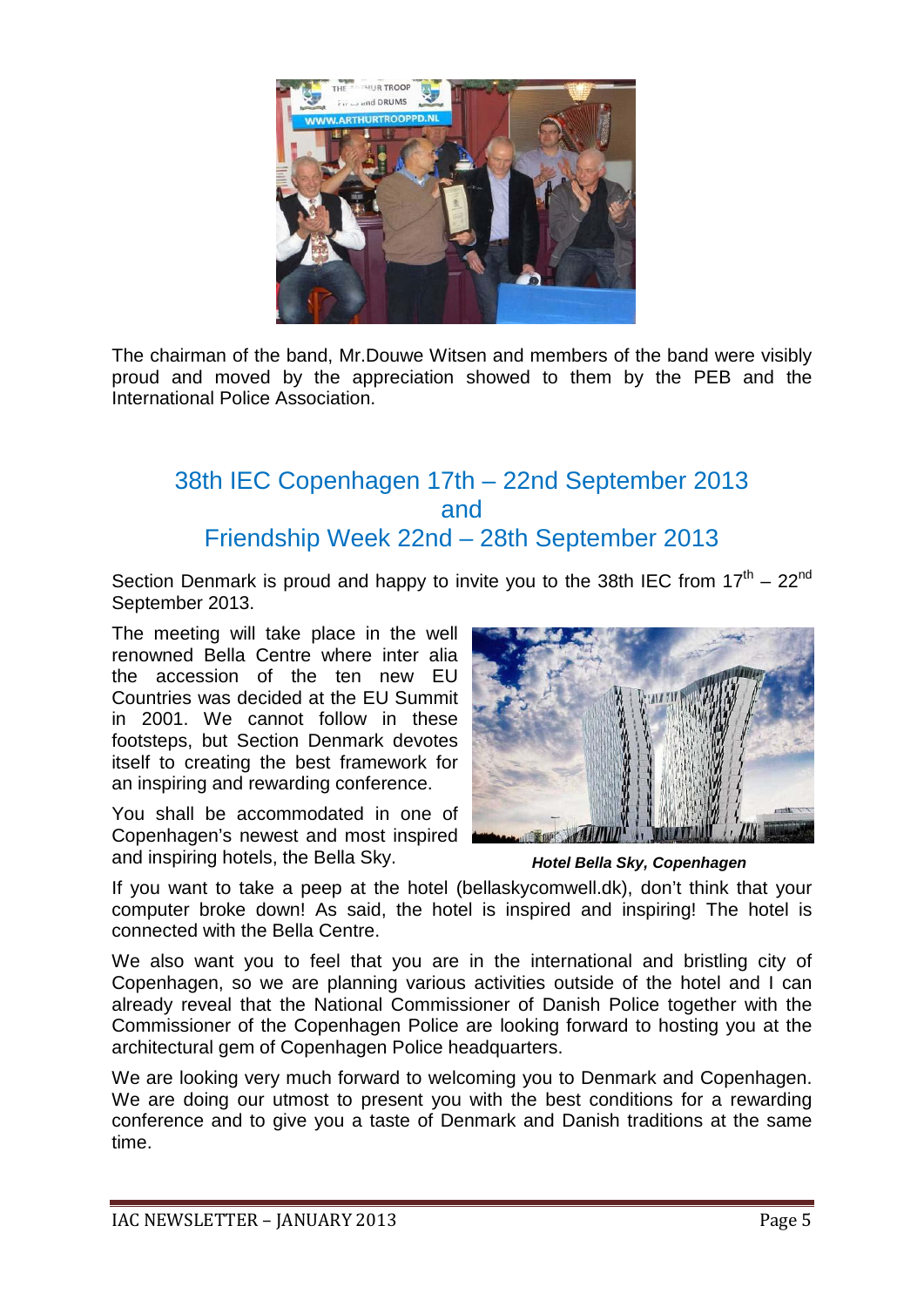The chairman of the band, Mr.Douwe Witsen and members of the band were visibly proud and moved by the appreciation showed to them by the PEB and the International Police Association.

## 38th IEC Copenhagen 17th – 22nd September 2013 and Friendship Week 22nd – 28th September 2013

Section Denmark is proud and happy to invite you to the 38th IEC from 17th – 22nd September 2013.

The meeting will take place in the well renowned Bella Centre where inter alia the accession of the ten new EU Countries was decided at the EU Summit in 2001. We cannot follow in these footsteps, but Section Denmark devotes itself to creating the best framework for an inspiring and rewarding conference.

You shall be accommodated in one of Copenhagen's newest and most inspired and inspiring hotels, the Bella Sky.

***Hotel Bella Sky, Copenhagen***

If you want to take a peep at the hotel (bellaskycomwell.dk), don't think that your computer broke down! As said, the hotel is inspired and inspiring! The hotel is connected with the Bella Centre.

We also want you to feel that you are in the international and bristling city of Copenhagen, so we are planning various activities outside of the hotel and I can already reveal that the National Commissioner of Danish Police together with the Commissioner of the Copenhagen Police are looking forward to hosting you at the architectural gem of Copenhagen Police headquarters.

We are looking very much forward to welcoming you to Denmark and Copenhagen. We are doing our utmost to present you with the best conditions for a rewarding conference and to give you a taste of Denmark and Danish traditions at the same time.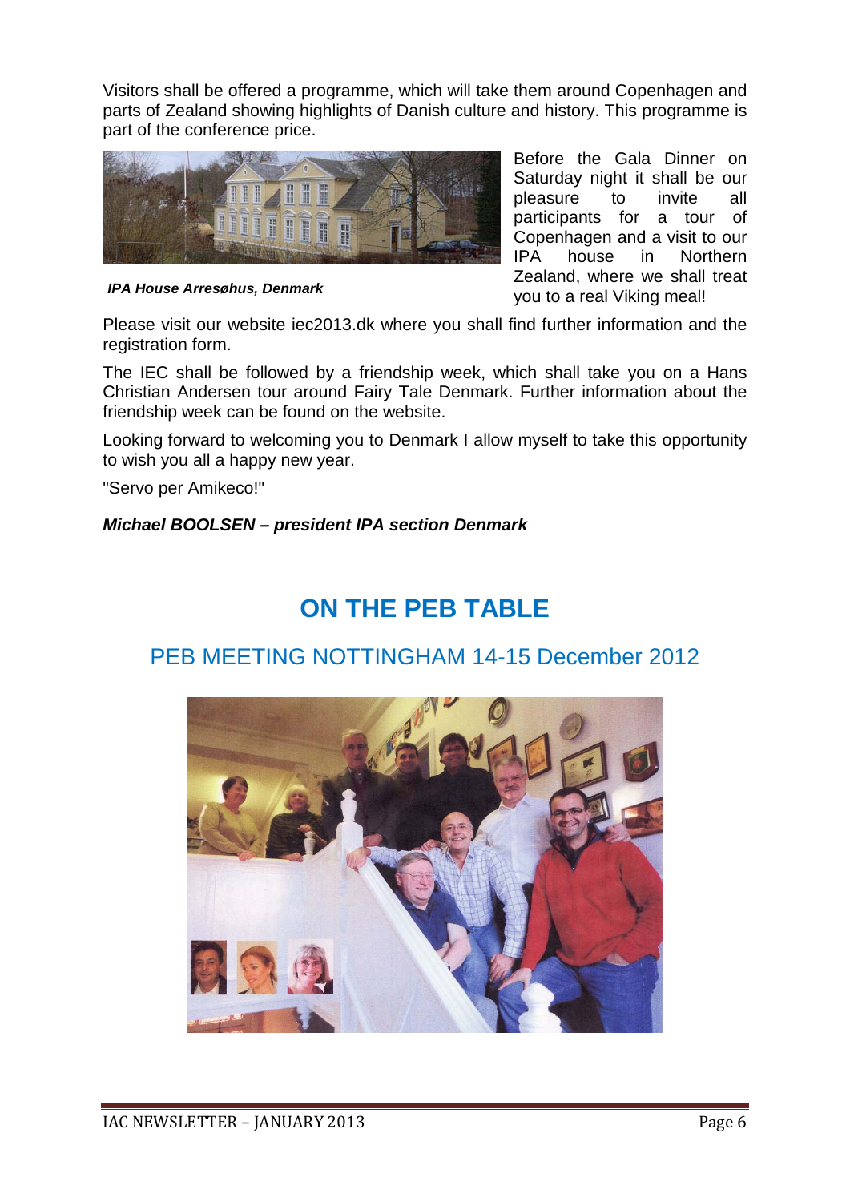Visitors shall be offered a programme, which will take them around Copenhagen and parts of Zealand showing highlights of Danish culture and history. This programme is part of the conference price.

***IPA House Arresøhus, Denmark***

Before the Gala Dinner on Saturday night it shall be our pleasure to invite all participants for a tour of Copenhagen and a visit to our IPA house in Northern Zealand, where we shall treat you to a real Viking meal!

Please visit our website iec2013.dk where you shall find further information and the registration form.

The IEC shall be followed by a friendship week, which shall take you on a Hans Christian Andersen tour around Fairy Tale Denmark. Further information about the friendship week can be found on the website.

Looking forward to welcoming you to Denmark I allow myself to take this opportunity to wish you all a happy new year.

"Servo per Amikeco!"

***Michael BOOLSEN – president IPA section Denmark***

# ON THE PEB TABLE

## PEB MEETING NOTTINGHAM 14-15 December 2012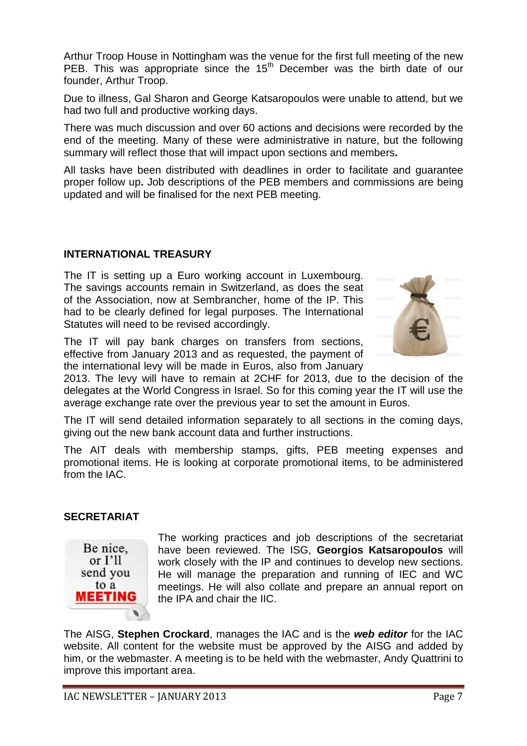Arthur Troop House in Nottingham was the venue for the first full meeting of the new PEB. This was appropriate since the 15th December was the birth date of our founder, Arthur Troop.

Due to illness, Gal Sharon and George Katsaropoulos were unable to attend, but we had two full and productive working days.

There was much discussion and over 60 actions and decisions were recorded by the end of the meeting. Many of these were administrative in nature, but the following summary will reflect those that will impact upon sections and members**.**

All tasks have been distributed with deadlines in order to facilitate and guarantee proper follow up**.** Job descriptions of the PEB members and commissions are being updated and will be finalised for the next PEB meeting.

## INTERNATIONAL TREASURY

The IT is setting up a Euro working account in Luxembourg. The savings accounts remain in Switzerland, as does the seat of the Association, now at Sembrancher, home of the IP. This had to be clearly defined for legal purposes. The International Statutes will need to be revised accordingly.

The IT will pay bank charges on transfers from sections, effective from January 2013 and as requested, the payment of the international levy will be made in Euros, also from January 2013. The levy will have to remain at 2CHF for 2013, due to the decision of the delegates at the World Congress in Israel. So for this coming year the IT will use the average exchange rate over the previous year to set the amount in Euros.

The IT will send detailed information separately to all sections in the coming days, giving out the new bank account data and further instructions.

The AIT deals with membership stamps, gifts, PEB meeting expenses and promotional items. He is looking at corporate promotional items, to be administered from the IAC.

## SECRETARIAT

The working practices and job descriptions of the secretariat have been reviewed. The ISG, **Georgios Katsaropoulos** will work closely with the IP and continues to develop new sections. He will manage the preparation and running of IEC and WC meetings. He will also collate and prepare an annual report on the IPA and chair the IIC.

The AISG, **Stephen Crockard**, manages the IAC and is the ***web editor*** for the IAC website. All content for the website must be approved by the AISG and added by him, or the webmaster. A meeting is to be held with the webmaster, Andy Quattrini to improve this important area.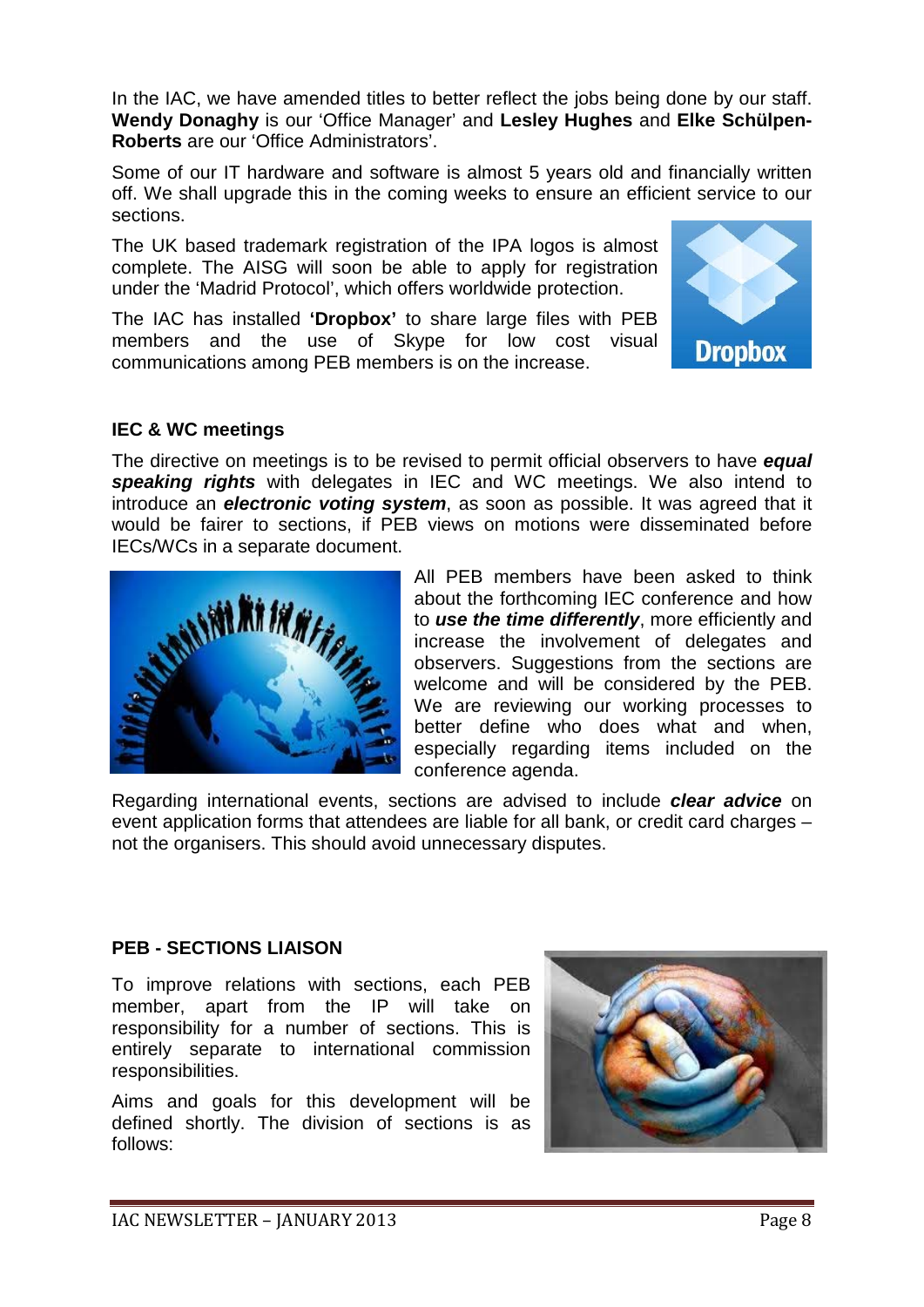In the IAC, we have amended titles to better reflect the jobs being done by our staff. **Wendy Donaghy** is our 'Office Manager' and **Lesley Hughes** and **Elke Schülpen-Roberts** are our 'Office Administrators'.

Some of our IT hardware and software is almost 5 years old and financially written off. We shall upgrade this in the coming weeks to ensure an efficient service to our sections.

The UK based trademark registration of the IPA logos is almost complete. The AISG will soon be able to apply for registration under the 'Madrid Protocol', which offers worldwide protection.

The IAC has installed **'Dropbox'** to share large files with PEB members and the use of Skype for low cost visual communications among PEB members is on the increase.

**IEC & WC meetings**

The directive on meetings is to be revised to permit official observers to have ***equal speaking rights*** with delegates in IEC and WC meetings. We also intend to introduce an ***electronic voting system***, as soon as possible. It was agreed that it would be fairer to sections, if PEB views on motions were disseminated before IECs/WCs in a separate document.

All PEB members have been asked to think about the forthcoming IEC conference and how to ***use the time differently***, more efficiently and increase the involvement of delegates and observers. Suggestions from the sections are welcome and will be considered by the PEB. We are reviewing our working processes to better define who does what and when, especially regarding items included on the conference agenda.

Regarding international events, sections are advised to include ***clear advice*** on event application forms that attendees are liable for all bank, or credit card charges – not the organisers. This should avoid unnecessary disputes.

**PEB - SECTIONS LIAISON**

To improve relations with sections, each PEB member, apart from the IP will take on responsibility for a number of sections. This is entirely separate to international commission responsibilities.

Aims and goals for this development will be defined shortly. The division of sections is as follows: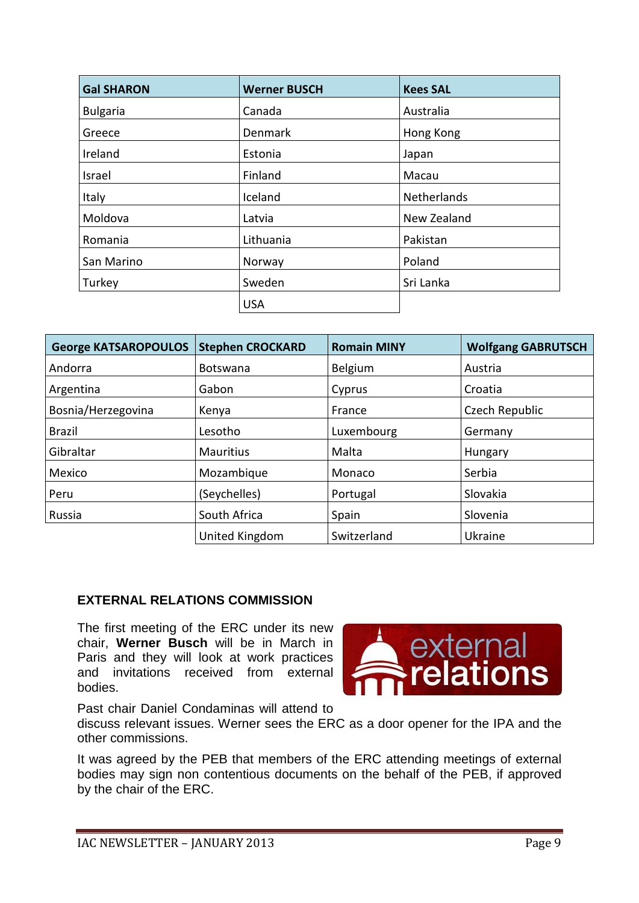| Gal SHARON | Werner BUSCH | Kees SAL |
|---|---|---|
| Bulgaria | Canada | Australia |
| Greece | Denmark | Hong Kong |
| Ireland | Estonia | Japan |
| Israel | Finland | Macau |
| Italy | Iceland | Netherlands |
| Moldova | Latvia | New Zealand |
| Romania | Lithuania | Pakistan |
| San Marino | Norway | Poland |
| Turkey | Sweden | Sri Lanka |
| | USA | |

| George KATSAROPOULOS | Stephen CROCKARD | Romain MINY | Wolfgang GABRUTSCH |
|---|---|---|---|
| Andorra | Botswana | Belgium | Austria |
| Argentina | Gabon | Cyprus | Croatia |
| Bosnia/Herzegovina | Kenya | France | Czech Republic |
| Brazil | Lesotho | Luxembourg | Germany |
| Gibraltar | Mauritius | Malta | Hungary |
| Mexico | Mozambique | Monaco | Serbia |
| Peru | (Seychelles) | Portugal | Slovakia |
| Russia | South Africa | Spain | Slovenia |
| | United Kingdom | Switzerland | Ukraine |

## EXTERNAL RELATIONS COMMISSION

The first meeting of the ERC under its new chair, **Werner Busch** will be in March in Paris and they will look at work practices and invitations received from external bodies.

Past chair Daniel Condaminas will attend to discuss relevant issues. Werner sees the ERC as a door opener for the IPA and the other commissions.

It was agreed by the PEB that members of the ERC attending meetings of external bodies may sign non contentious documents on the behalf of the PEB, if approved by the chair of the ERC.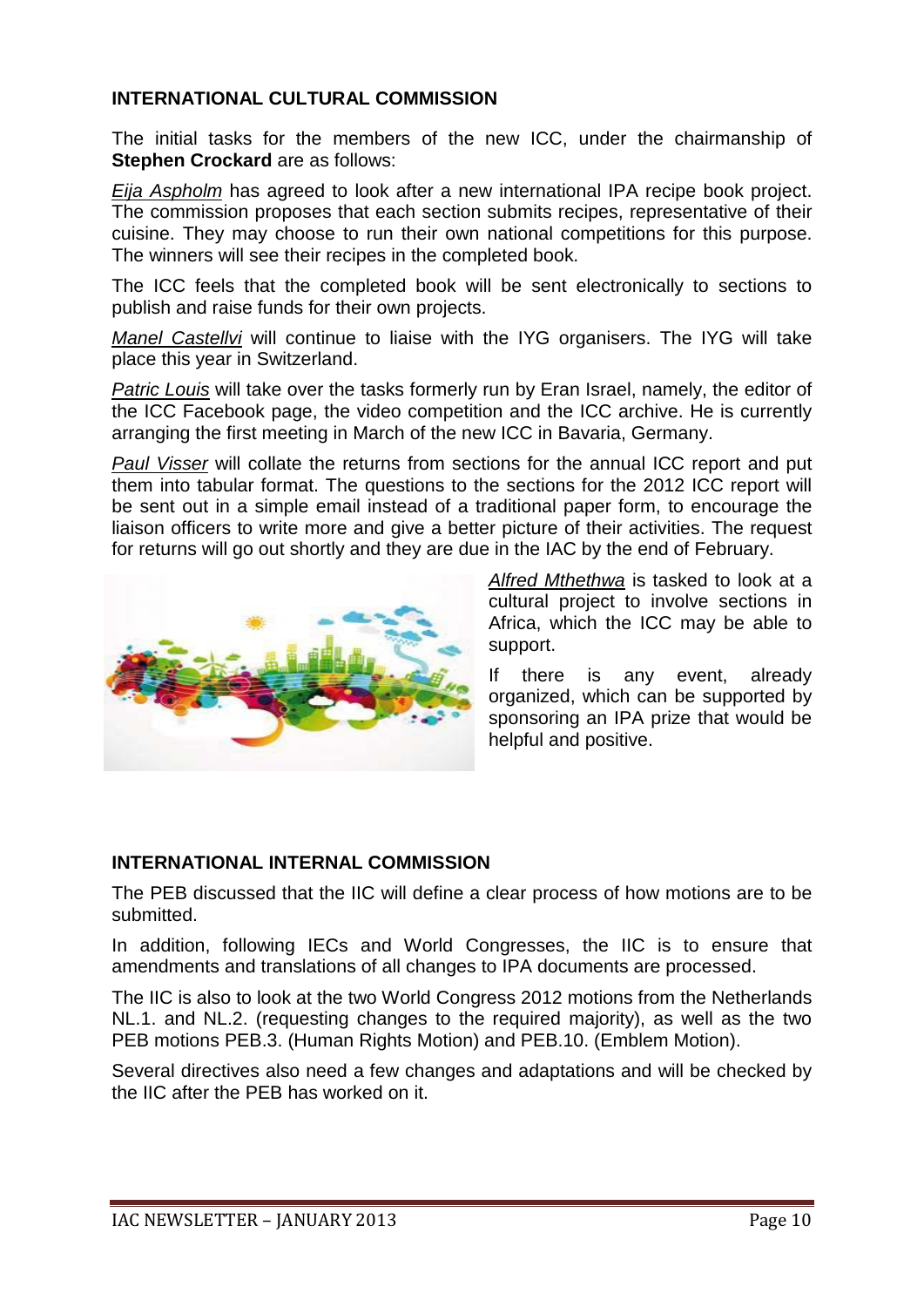## INTERNATIONAL CULTURAL COMMISSION

The initial tasks for the members of the new ICC, under the chairmanship of **Stephen Crockard** are as follows:

*Eija Aspholm* has agreed to look after a new international IPA recipe book project. The commission proposes that each section submits recipes, representative of their cuisine. They may choose to run their own national competitions for this purpose. The winners will see their recipes in the completed book.

The ICC feels that the completed book will be sent electronically to sections to publish and raise funds for their own projects.

*Manel Castellvi* will continue to liaise with the IYG organisers. The IYG will take place this year in Switzerland.

*Patric Louis* will take over the tasks formerly run by Eran Israel, namely, the editor of the ICC Facebook page, the video competition and the ICC archive. He is currently arranging the first meeting in March of the new ICC in Bavaria, Germany.

*Paul Visser* will collate the returns from sections for the annual ICC report and put them into tabular format. The questions to the sections for the 2012 ICC report will be sent out in a simple email instead of a traditional paper form, to encourage the liaison officers to write more and give a better picture of their activities. The request for returns will go out shortly and they are due in the IAC by the end of February.

*Alfred Mthethwa* is tasked to look at a cultural project to involve sections in Africa, which the ICC may be able to support.

If there is any event, already organized, which can be supported by sponsoring an IPA prize that would be helpful and positive.

## INTERNATIONAL INTERNAL COMMISSION

The PEB discussed that the IIC will define a clear process of how motions are to be submitted.

In addition, following IECs and World Congresses, the IIC is to ensure that amendments and translations of all changes to IPA documents are processed.

The IIC is also to look at the two World Congress 2012 motions from the Netherlands NL.1. and NL.2. (requesting changes to the required majority), as well as the two PEB motions PEB.3. (Human Rights Motion) and PEB.10. (Emblem Motion).

Several directives also need a few changes and adaptations and will be checked by the IIC after the PEB has worked on it.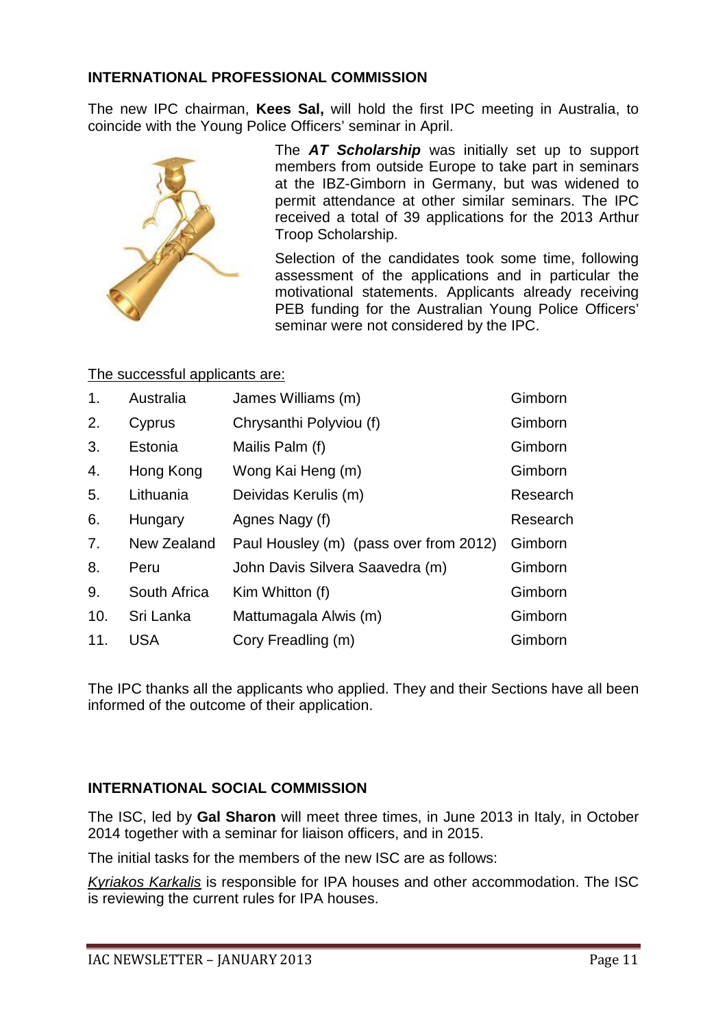## INTERNATIONAL PROFESSIONAL COMMISSION

The new IPC chairman, **Kees Sal,** will hold the first IPC meeting in Australia, to coincide with the Young Police Officers' seminar in April.

The ***AT Scholarship*** was initially set up to support members from outside Europe to take part in seminars at the IBZ-Gimborn in Germany, but was widened to permit attendance at other similar seminars. The IPC received a total of 39 applications for the 2013 Arthur Troop Scholarship.

Selection of the candidates took some time, following assessment of the applications and in particular the motivational statements. Applicants already receiving PEB funding for the Australian Young Police Officers' seminar were not considered by the IPC.

<u>The successful applicants are:</u>

| | | | |
|---|---|---|---|
| 1. | Australia | James Williams (m) | Gimborn |
| 2. | Cyprus | Chrysanthi Polyviou (f) | Gimborn |
| 3. | Estonia | Mailis Palm (f) | Gimborn |
| 4. | Hong Kong | Wong Kai Heng (m) | Gimborn |
| 5. | Lithuania | Deividas Kerulis (m) | Research |
| 6. | Hungary | Agnes Nagy (f) | Research |
| 7. | New Zealand | Paul Housley (m) (pass over from 2012) | Gimborn |
| 8. | Peru | John Davis Silvera Saavedra (m) | Gimborn |
| 9. | South Africa | Kim Whitton (f) | Gimborn |
| 10. | Sri Lanka | Mattumagala Alwis (m) | Gimborn |
| 11. | USA | Cory Freadling (m) | Gimborn |

The IPC thanks all the applicants who applied. They and their Sections have all been informed of the outcome of their application.

## INTERNATIONAL SOCIAL COMMISSION

The ISC, led by **Gal Sharon** will meet three times, in June 2013 in Italy, in October 2014 together with a seminar for liaison officers, and in 2015.

The initial tasks for the members of the new ISC are as follows:

<u>*Kyriakos Karkalis*</u> is responsible for IPA houses and other accommodation. The ISC is reviewing the current rules for IPA houses.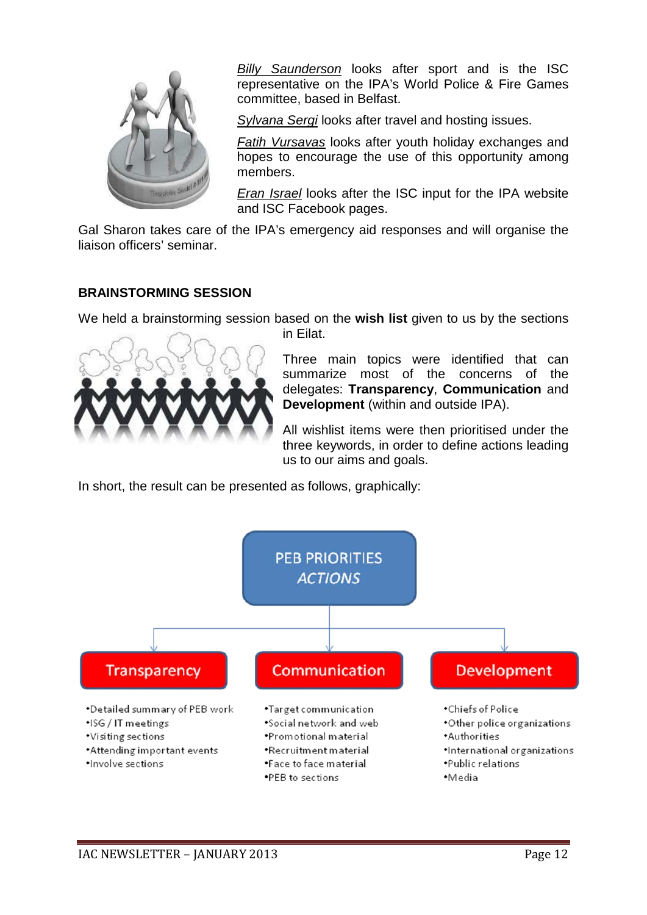*Billy Saunderson* looks after sport and is the ISC representative on the IPA's World Police & Fire Games committee, based in Belfast.

*Sylvana Sergi* looks after travel and hosting issues.

*Fatih Vursavas* looks after youth holiday exchanges and hopes to encourage the use of this opportunity among members.

*Eran Israel* looks after the ISC input for the IPA website and ISC Facebook pages.

Gal Sharon takes care of the IPA's emergency aid responses and will organise the liaison officers' seminar.

**BRAINSTORMING SESSION**

We held a brainstorming session based on the **wish list** given to us by the sections in Eilat.

Three main topics were identified that can summarize most of the concerns of the delegates: **Transparency**, **Communication** and **Development** (within and outside IPA).

All wishlist items were then prioritised under the three keywords, in order to define actions leading us to our aims and goals.

In short, the result can be presented as follows, graphically:

PEB PRIORITIES
*ACTIONS*

**Transparency**
- Detailed summary of PEB work
- ISG / IT meetings
- Visiting sections
- Attending important events
- Involve sections

**Communication**
- Target communication
- Social network and web
- Promotional material
- Recruitment material
- Face to face material
- PEB to sections

**Development**
- Chiefs of Police
- Other police organizations
- Authorities
- International organizations
- Public relations
- Media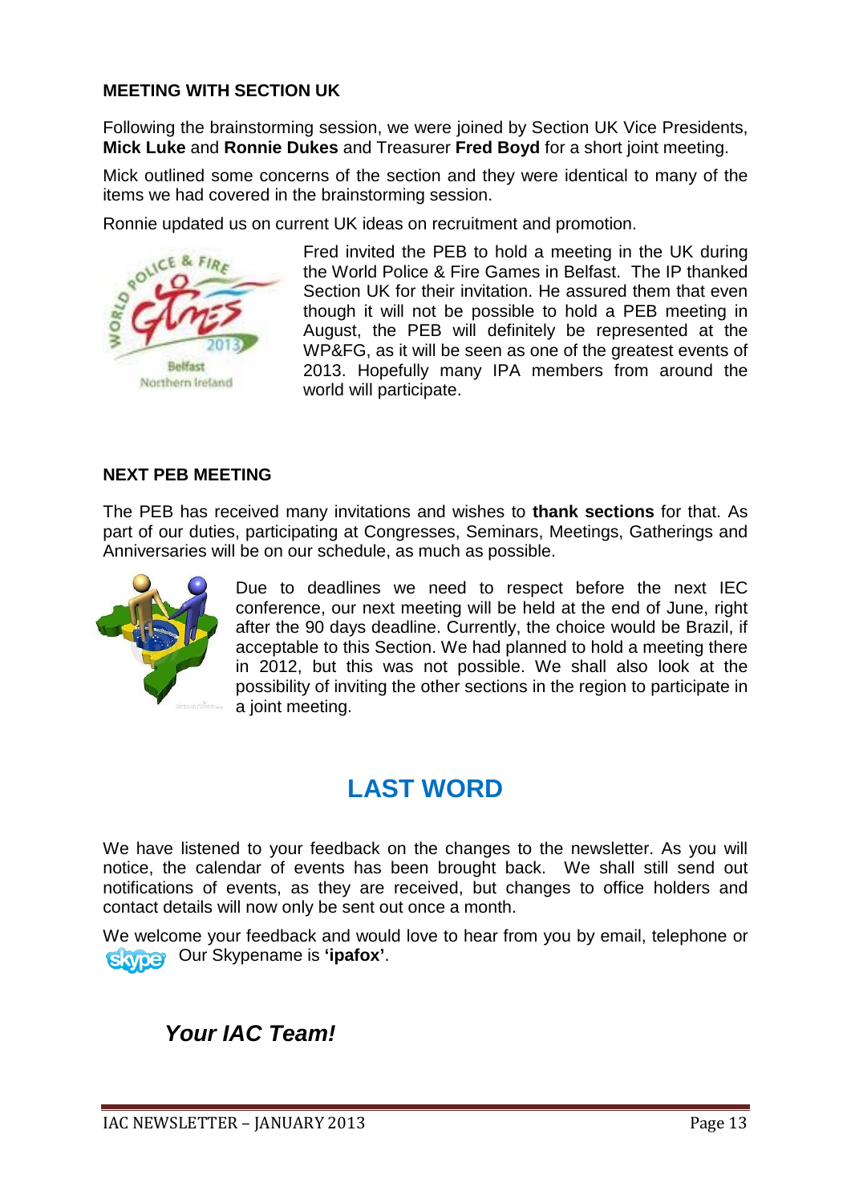### MEETING WITH SECTION UK

Following the brainstorming session, we were joined by Section UK Vice Presidents, **Mick Luke** and **Ronnie Dukes** and Treasurer **Fred Boyd** for a short joint meeting.

Mick outlined some concerns of the section and they were identical to many of the items we had covered in the brainstorming session.

Ronnie updated us on current UK ideas on recruitment and promotion.

Fred invited the PEB to hold a meeting in the UK during the World Police & Fire Games in Belfast. The IP thanked Section UK for their invitation. He assured them that even though it will not be possible to hold a PEB meeting in August, the PEB will definitely be represented at the WP&FG, as it will be seen as one of the greatest events of 2013. Hopefully many IPA members from around the world will participate.

### NEXT PEB MEETING

The PEB has received many invitations and wishes to **thank sections** for that. As part of our duties, participating at Congresses, Seminars, Meetings, Gatherings and Anniversaries will be on our schedule, as much as possible.

Due to deadlines we need to respect before the next IEC conference, our next meeting will be held at the end of June, right after the 90 days deadline. Currently, the choice would be Brazil, if acceptable to this Section. We had planned to hold a meeting there in 2012, but this was not possible. We shall also look at the possibility of inviting the other sections in the region to participate in a joint meeting.

## LAST WORD

We have listened to your feedback on the changes to the newsletter. As you will notice, the calendar of events has been brought back. We shall still send out notifications of events, as they are received, but changes to office holders and contact details will now only be sent out once a month.

We welcome your feedback and would love to hear from you by email, telephone or skype Our Skypename is **'ipafox'**.

***Your IAC Team!***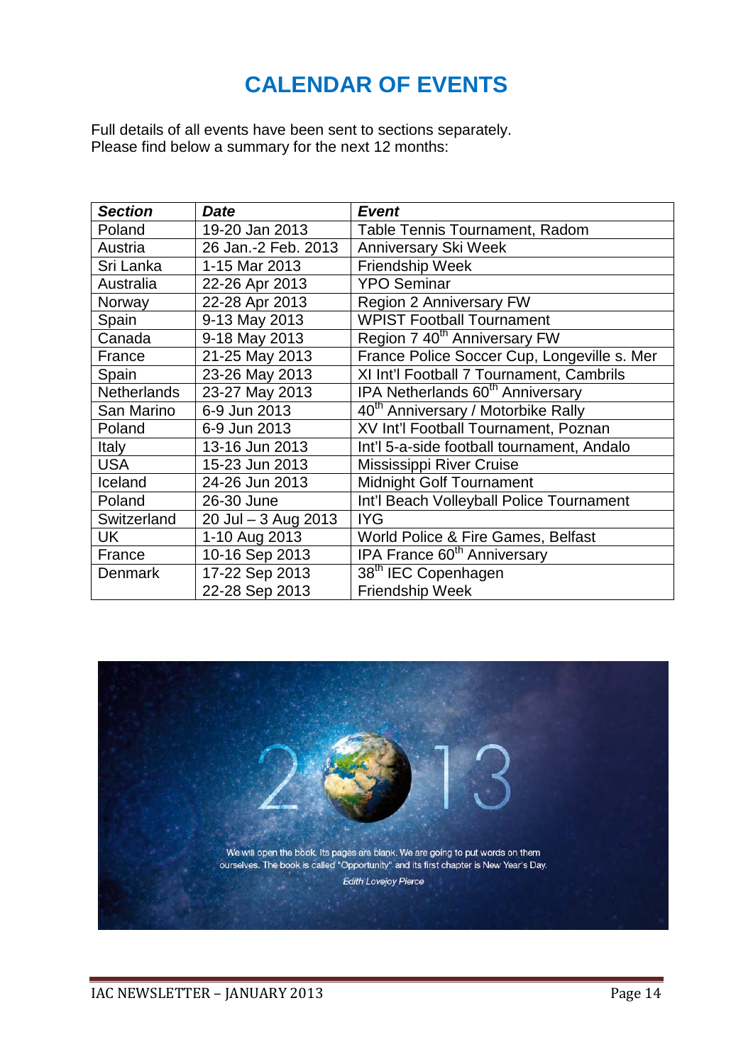# CALENDAR OF EVENTS

Full details of all events have been sent to sections separately.
Please find below a summary for the next 12 months:

| ***Section*** | ***Date*** | ***Event*** |
|---|---|---|
| Poland | 19-20 Jan 2013 | Table Tennis Tournament, Radom |
| Austria | 26 Jan.-2 Feb. 2013 | Anniversary Ski Week |
| Sri Lanka | 1-15 Mar 2013 | Friendship Week |
| Australia | 22-26 Apr 2013 | YPO Seminar |
| Norway | 22-28 Apr 2013 | Region 2 Anniversary FW |
| Spain | 9-13 May 2013 | WPIST Football Tournament |
| Canada | 9-18 May 2013 | Region 7 40th Anniversary FW |
| France | 21-25 May 2013 | France Police Soccer Cup, Longeville s. Mer |
| Spain | 23-26 May 2013 | XI Int'l Football 7 Tournament, Cambrils |
| Netherlands | 23-27 May 2013 | IPA Netherlands 60th Anniversary |
| San Marino | 6-9 Jun 2013 | 40th Anniversary / Motorbike Rally |
| Poland | 6-9 Jun 2013 | XV Int'l Football Tournament, Poznan |
| Italy | 13-16 Jun 2013 | Int'l 5-a-side football tournament, Andalo |
| USA | 15-23 Jun 2013 | Mississippi River Cruise |
| Iceland | 24-26 Jun 2013 | Midnight Golf Tournament |
| Poland | 26-30 June | Int'l Beach Volleyball Police Tournament |
| Switzerland | 20 Jul – 3 Aug 2013 | IYG |
| UK | 1-10 Aug 2013 | World Police & Fire Games, Belfast |
| France | 10-16 Sep 2013 | IPA France 60th Anniversary |
| Denmark | 17-22 Sep 2013<br>22-28 Sep 2013 | 38th IEC Copenhagen<br>Friendship Week |

2013

We will open the book. Its pages are blank. We are going to put words on them ourselves. The book is called "Opportunity" and its first chapter is New Year's Day.

*Edith Lovejoy Pierce*